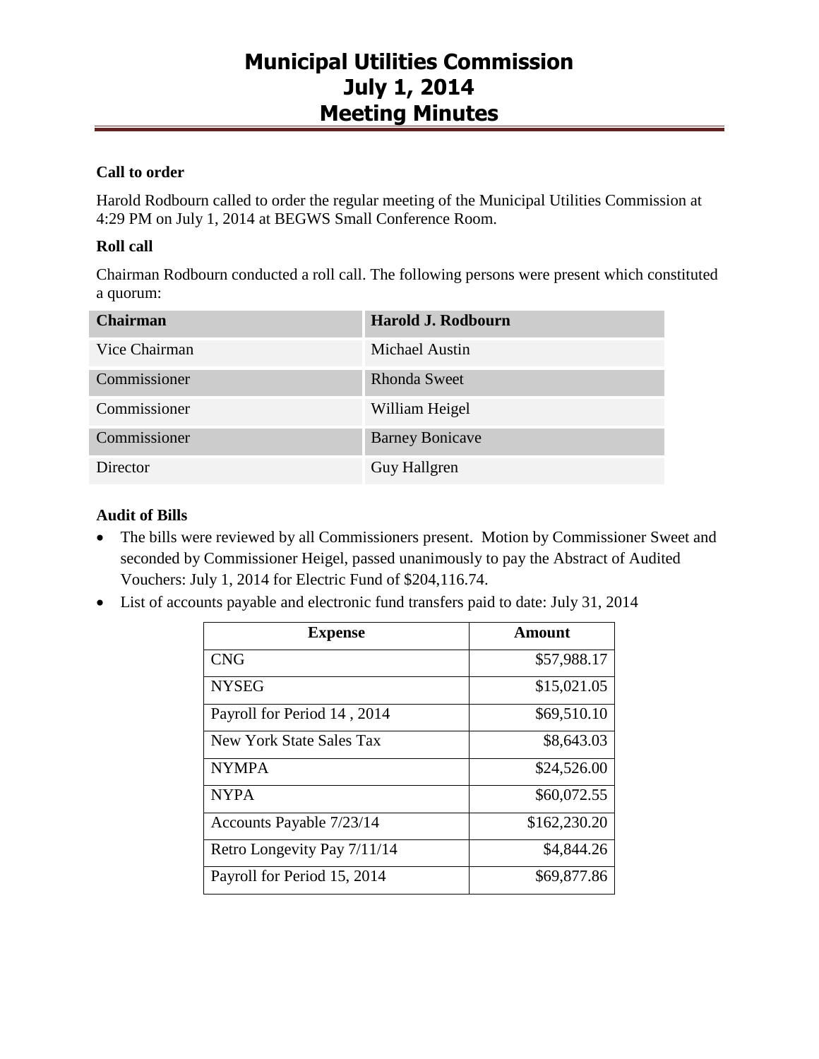# Municipal Utilities Commission July 1, 2014 Meeting Minutes

### Call to order

Harold Rodbourn called to order the regular meeting of the Municipal Utilities Commission at 4:29 PM on July 1, 2014 at BEGWS Small Conference Room.

### Roll call

Chairman Rodbourn conducted a roll call. The following persons were present which constituted a quorum:

| Chairman | Harold J. Rodbourn |
| --- | --- |
| Vice Chairman | Michael Austin |
| Commissioner | Rhonda Sweet |
| Commissioner | William Heigel |
| Commissioner | Barney Bonicave |
| Director | Guy Hallgren |

### Audit of Bills

- The bills were reviewed by all Commissioners present. Motion by Commissioner Sweet and seconded by Commissioner Heigel, passed unanimously to pay the Abstract of Audited Vouchers: July 1, 2014 for Electric Fund of $204,116.74.
- List of accounts payable and electronic fund transfers paid to date: July 31, 2014

| Expense | Amount |
| --- | ---: |
| CNG | $57,988.17 |
| NYSEG | $15,021.05 |
| Payroll for Period 14 , 2014 | $69,510.10 |
| New York State Sales Tax | $8,643.03 |
| NYMPA | $24,526.00 |
| NYPA | $60,072.55 |
| Accounts Payable 7/23/14 | $162,230.20 |
| Retro Longevity Pay 7/11/14 | $4,844.26 |
| Payroll for Period 15, 2014 | $69,877.86 |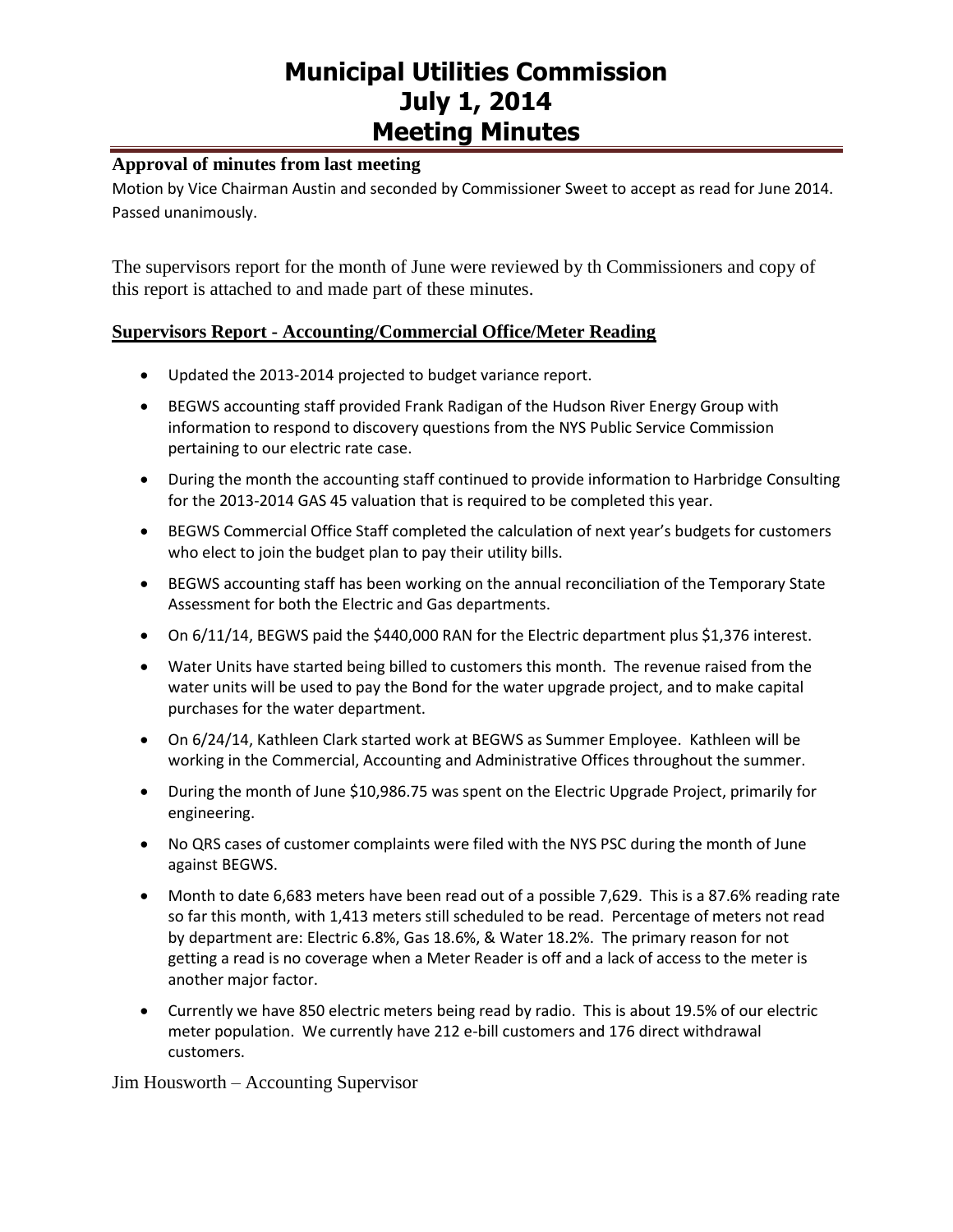# Municipal Utilities Commission
# July 1, 2014
# Meeting Minutes

### Approval of minutes from last meeting

Motion by Vice Chairman Austin and seconded by Commissioner Sweet to accept as read for June 2014. Passed unanimously.

The supervisors report for the month of June were reviewed by th Commissioners and copy of this report is attached to and made part of these minutes.

### Supervisors Report - Accounting/Commercial Office/Meter Reading

- Updated the 2013-2014 projected to budget variance report.
- BEGWS accounting staff provided Frank Radigan of the Hudson River Energy Group with information to respond to discovery questions from the NYS Public Service Commission pertaining to our electric rate case.
- During the month the accounting staff continued to provide information to Harbridge Consulting for the 2013-2014 GAS 45 valuation that is required to be completed this year.
- BEGWS Commercial Office Staff completed the calculation of next year's budgets for customers who elect to join the budget plan to pay their utility bills.
- BEGWS accounting staff has been working on the annual reconciliation of the Temporary State Assessment for both the Electric and Gas departments.
- On 6/11/14, BEGWS paid the $440,000 RAN for the Electric department plus $1,376 interest.
- Water Units have started being billed to customers this month. The revenue raised from the water units will be used to pay the Bond for the water upgrade project, and to make capital purchases for the water department.
- On 6/24/14, Kathleen Clark started work at BEGWS as Summer Employee. Kathleen will be working in the Commercial, Accounting and Administrative Offices throughout the summer.
- During the month of June $10,986.75 was spent on the Electric Upgrade Project, primarily for engineering.
- No QRS cases of customer complaints were filed with the NYS PSC during the month of June against BEGWS.
- Month to date 6,683 meters have been read out of a possible 7,629. This is a 87.6% reading rate so far this month, with 1,413 meters still scheduled to be read. Percentage of meters not read by department are: Electric 6.8%, Gas 18.6%, & Water 18.2%. The primary reason for not getting a read is no coverage when a Meter Reader is off and a lack of access to the meter is another major factor.
- Currently we have 850 electric meters being read by radio. This is about 19.5% of our electric meter population. We currently have 212 e-bill customers and 176 direct withdrawal customers.

Jim Housworth – Accounting Supervisor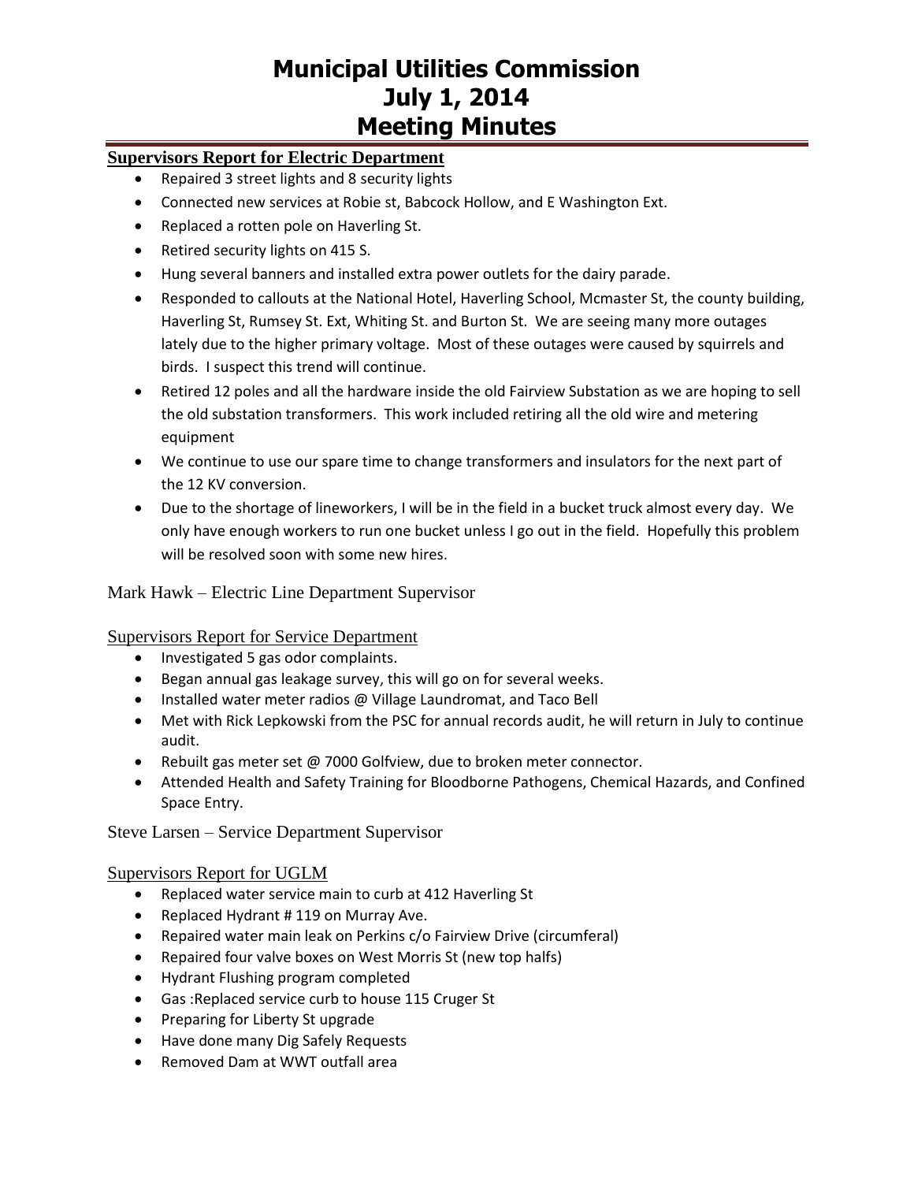# Municipal Utilities Commission
# July 1, 2014
# Meeting Minutes

## Supervisors Report for Electric Department

- Repaired 3 street lights and 8 security lights
- Connected new services at Robie st, Babcock Hollow, and E Washington Ext.
- Replaced a rotten pole on Haverling St.
- Retired security lights on 415 S.
- Hung several banners and installed extra power outlets for the dairy parade.
- Responded to callouts at the National Hotel, Haverling School, Mcmaster St, the county building, Haverling St, Rumsey St. Ext, Whiting St. and Burton St. We are seeing many more outages lately due to the higher primary voltage. Most of these outages were caused by squirrels and birds. I suspect this trend will continue.
- Retired 12 poles and all the hardware inside the old Fairview Substation as we are hoping to sell the old substation transformers. This work included retiring all the old wire and metering equipment
- We continue to use our spare time to change transformers and insulators for the next part of the 12 KV conversion.
- Due to the shortage of lineworkers, I will be in the field in a bucket truck almost every day. We only have enough workers to run one bucket unless I go out in the field. Hopefully this problem will be resolved soon with some new hires.

Mark Hawk – Electric Line Department Supervisor

## Supervisors Report for Service Department

- Investigated 5 gas odor complaints.
- Began annual gas leakage survey, this will go on for several weeks.
- Installed water meter radios @ Village Laundromat, and Taco Bell
- Met with Rick Lepkowski from the PSC for annual records audit, he will return in July to continue audit.
- Rebuilt gas meter set @ 7000 Golfview, due to broken meter connector.
- Attended Health and Safety Training for Bloodborne Pathogens, Chemical Hazards, and Confined Space Entry.

Steve Larsen – Service Department Supervisor

## Supervisors Report for UGLM

- Replaced water service main to curb at 412 Haverling St
- Replaced Hydrant # 119 on Murray Ave.
- Repaired water main leak on Perkins c/o Fairview Drive (circumferal)
- Repaired four valve boxes on West Morris St (new top halfs)
- Hydrant Flushing program completed
- Gas :Replaced service curb to house 115 Cruger St
- Preparing for Liberty St upgrade
- Have done many Dig Safely Requests
- Removed Dam at WWT outfall area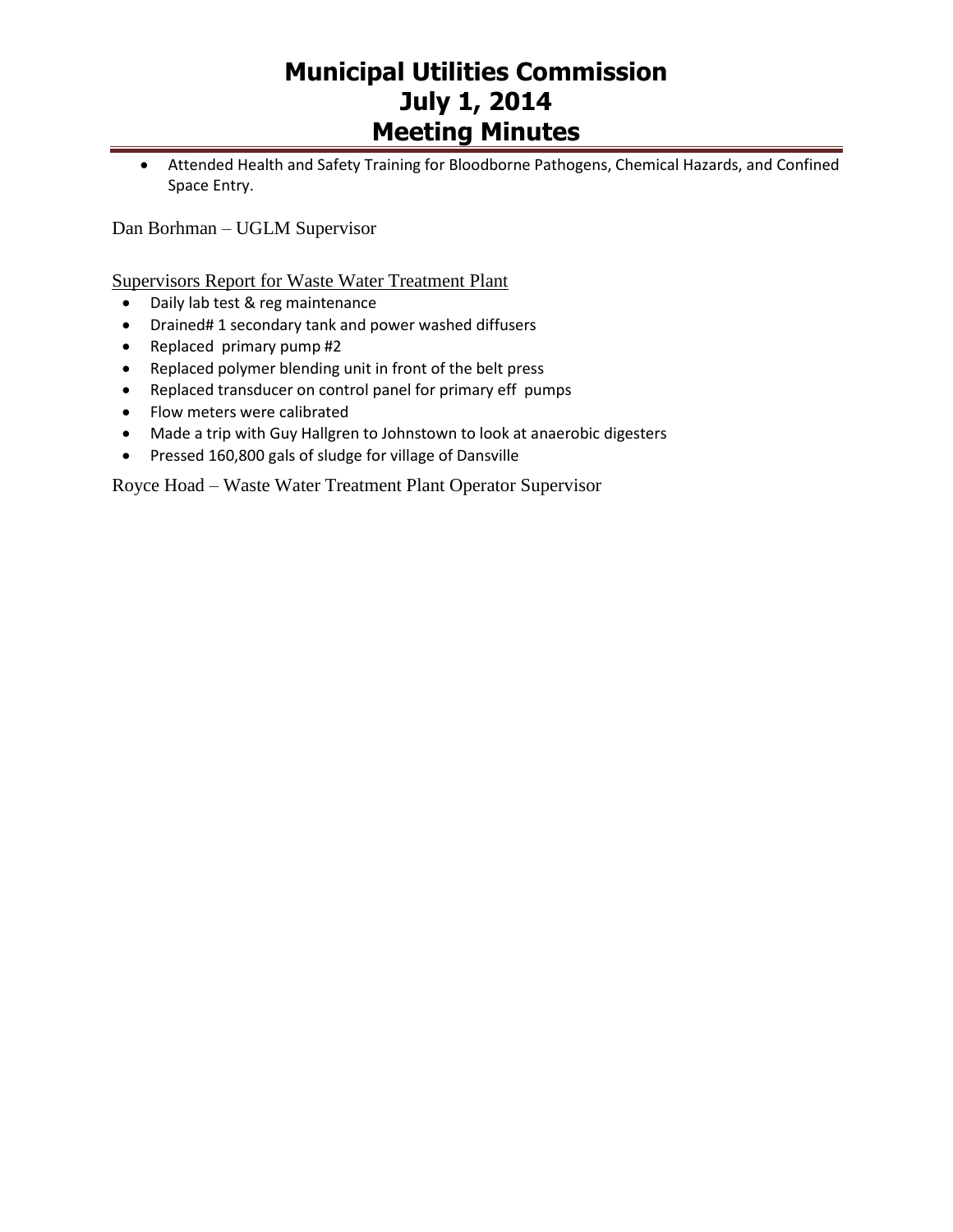- Attended Health and Safety Training for Bloodborne Pathogens, Chemical Hazards, and Confined Space Entry.

Dan Borhman – UGLM Supervisor

Supervisors Report for Waste Water Treatment Plant

- Daily lab test & reg maintenance
- Drained# 1 secondary tank and power washed diffusers
- Replaced primary pump #2
- Replaced polymer blending unit in front of the belt press
- Replaced transducer on control panel for primary eff pumps
- Flow meters were calibrated
- Made a trip with Guy Hallgren to Johnstown to look at anaerobic digesters
- Pressed 160,800 gals of sludge for village of Dansville

Royce Hoad – Waste Water Treatment Plant Operator Supervisor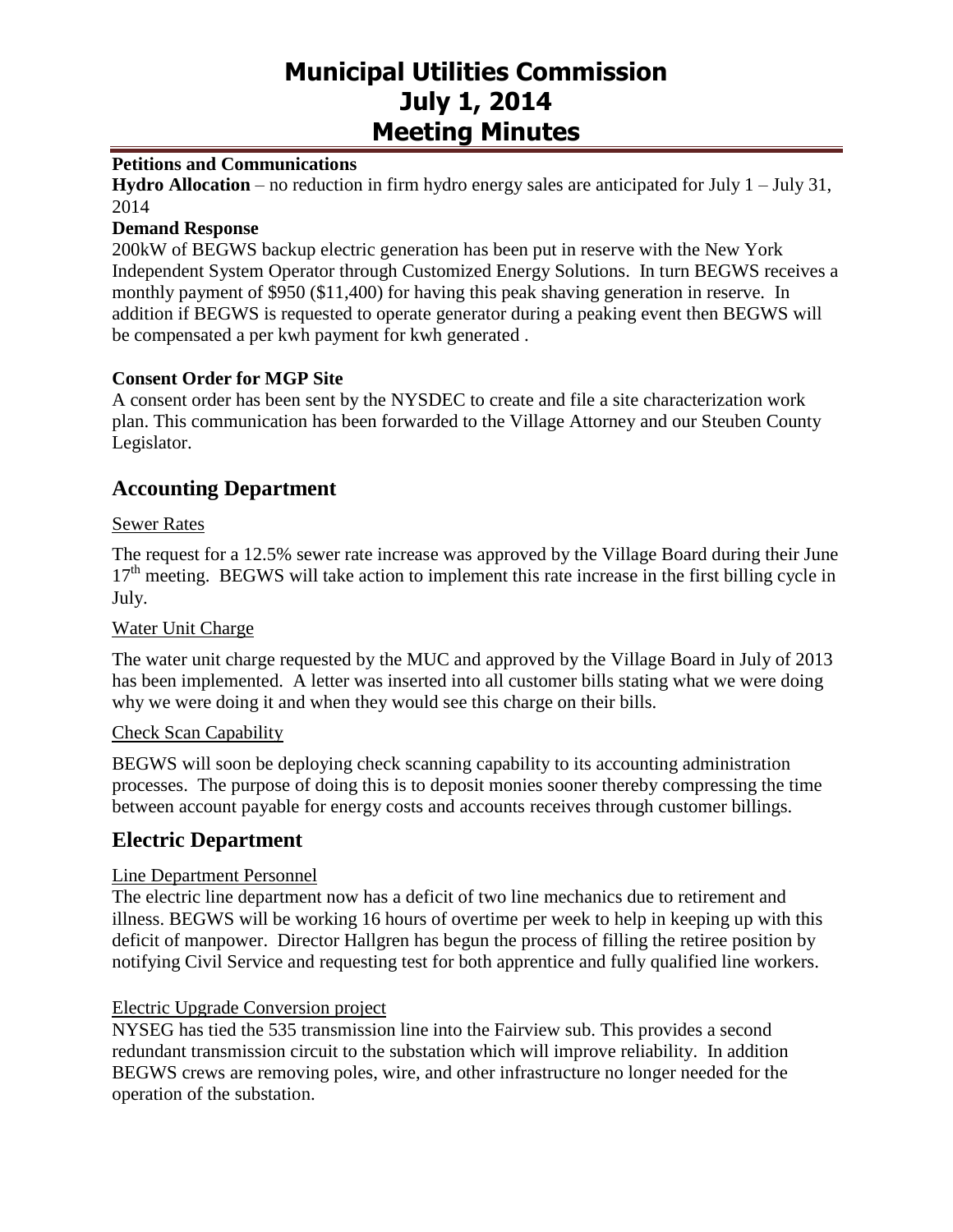# Municipal Utilities Commission July 1, 2014 Meeting Minutes

**Petitions and Communications**

**Hydro Allocation** – no reduction in firm hydro energy sales are anticipated for July 1 – July 31, 2014

**Demand Response**

200kW of BEGWS backup electric generation has been put in reserve with the New York Independent System Operator through Customized Energy Solutions. In turn BEGWS receives a monthly payment of $950 ($11,400) for having this peak shaving generation in reserve. In addition if BEGWS is requested to operate generator during a peaking event then BEGWS will be compensated a per kwh payment for kwh generated .

**Consent Order for MGP Site**

A consent order has been sent by the NYSDEC to create and file a site characterization work plan. This communication has been forwarded to the Village Attorney and our Steuben County Legislator.

## Accounting Department

Sewer Rates

The request for a 12.5% sewer rate increase was approved by the Village Board during their June 17th meeting. BEGWS will take action to implement this rate increase in the first billing cycle in July.

Water Unit Charge

The water unit charge requested by the MUC and approved by the Village Board in July of 2013 has been implemented. A letter was inserted into all customer bills stating what we were doing why we were doing it and when they would see this charge on their bills.

Check Scan Capability

BEGWS will soon be deploying check scanning capability to its accounting administration processes. The purpose of doing this is to deposit monies sooner thereby compressing the time between account payable for energy costs and accounts receives through customer billings.

## Electric Department

Line Department Personnel

The electric line department now has a deficit of two line mechanics due to retirement and illness. BEGWS will be working 16 hours of overtime per week to help in keeping up with this deficit of manpower. Director Hallgren has begun the process of filling the retiree position by notifying Civil Service and requesting test for both apprentice and fully qualified line workers.

Electric Upgrade Conversion project

NYSEG has tied the 535 transmission line into the Fairview sub. This provides a second redundant transmission circuit to the substation which will improve reliability. In addition BEGWS crews are removing poles, wire, and other infrastructure no longer needed for the operation of the substation.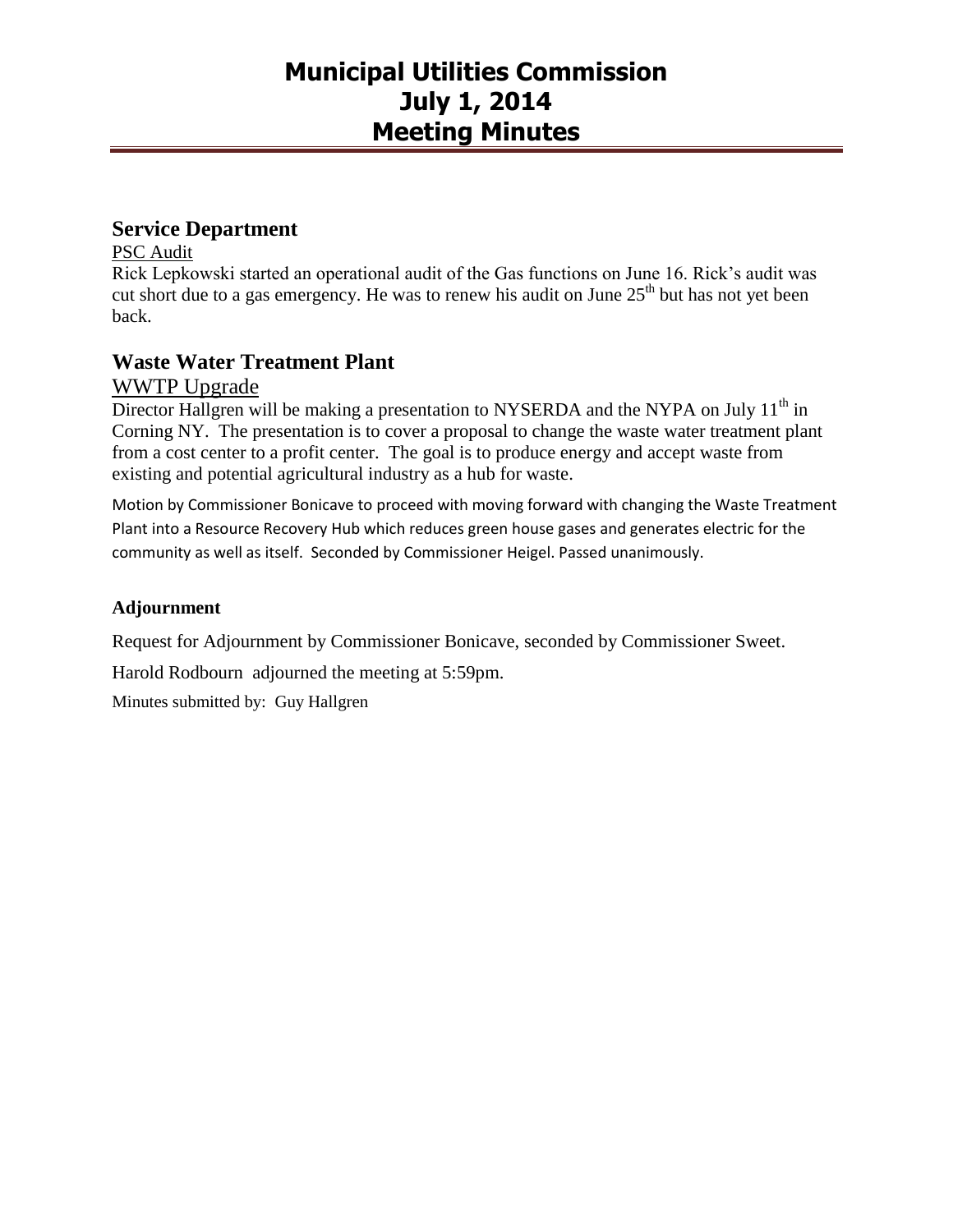# Municipal Utilities Commission
# July 1, 2014
# Meeting Minutes

## Service Department

PSC Audit

Rick Lepkowski started an operational audit of the Gas functions on June 16. Rick's audit was cut short due to a gas emergency. He was to renew his audit on June 25th but has not yet been back.

## Waste Water Treatment Plant

### WWTP Upgrade

Director Hallgren will be making a presentation to NYSERDA and the NYPA on July 11th in Corning NY. The presentation is to cover a proposal to change the waste water treatment plant from a cost center to a profit center. The goal is to produce energy and accept waste from existing and potential agricultural industry as a hub for waste.

Motion by Commissioner Bonicave to proceed with moving forward with changing the Waste Treatment Plant into a Resource Recovery Hub which reduces green house gases and generates electric for the community as well as itself. Seconded by Commissioner Heigel. Passed unanimously.

**Adjournment**

Request for Adjournment by Commissioner Bonicave, seconded by Commissioner Sweet.

Harold Rodbourn adjourned the meeting at 5:59pm.

Minutes submitted by: Guy Hallgren